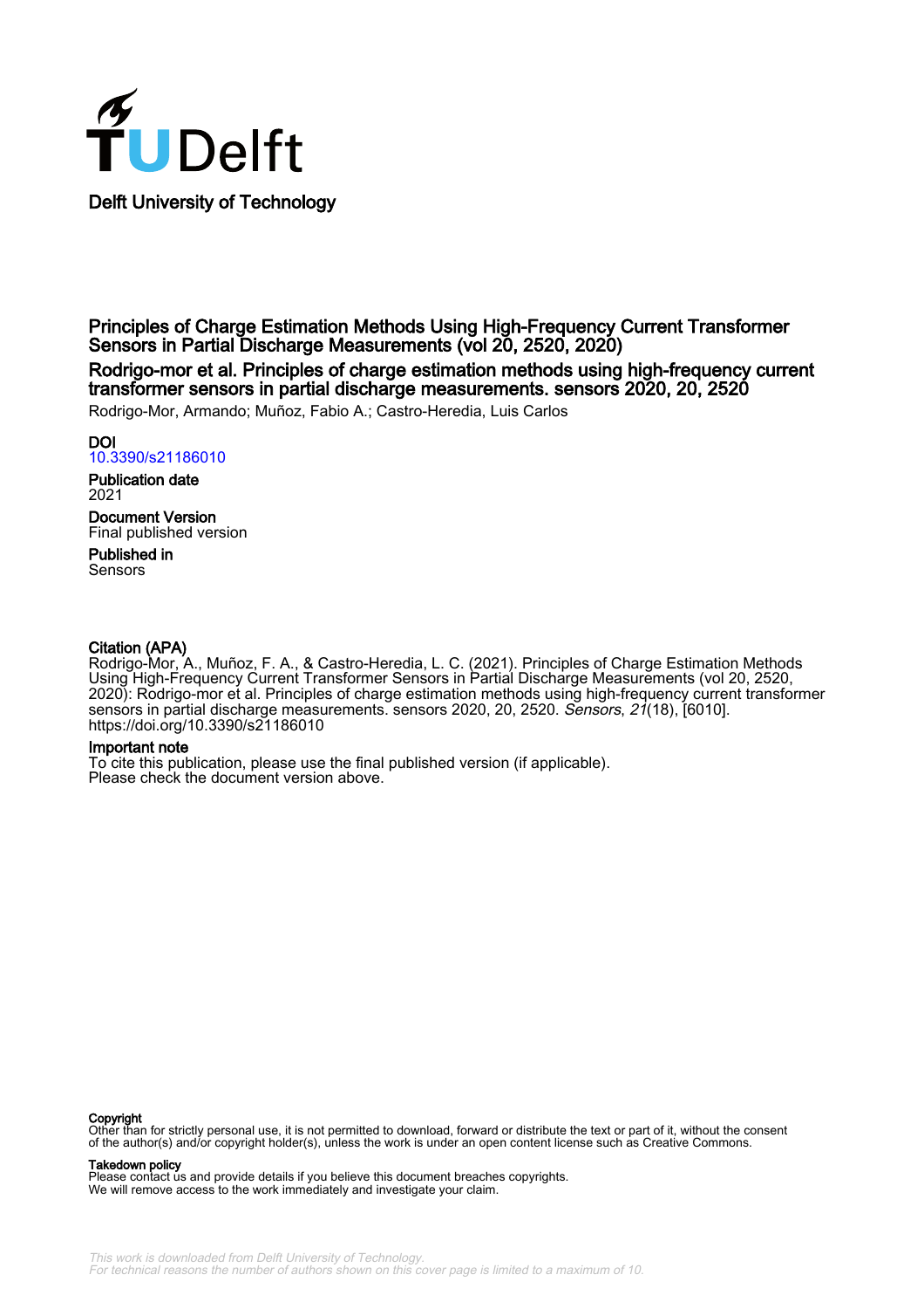Delft University of Technology

# Principles of Charge Estimation Methods Using High-Frequency Current Transformer Sensors in Partial Discharge Measurements (vol 20, 2520, 2020)

## Rodrigo-mor et al. Principles of charge estimation methods using high-frequency current transformer sensors in partial discharge measurements. sensors 2020, 20, 2520

Rodrigo-Mor, Armando; Muñoz, Fabio A.; Castro-Heredia, Luis Carlos

**DOI**
10.3390/s21186010

**Publication date**
2021

**Document Version**
Final published version

**Published in**
Sensors

**Citation (APA)**
Rodrigo-Mor, A., Muñoz, F. A., & Castro-Heredia, L. C. (2021). Principles of Charge Estimation Methods Using High-Frequency Current Transformer Sensors in Partial Discharge Measurements (vol 20, 2520, 2020): Rodrigo-mor et al. Principles of charge estimation methods using high-frequency current transformer sensors in partial discharge measurements. sensors 2020, 20, 2520. *Sensors*, *21*(18), [6010]. https://doi.org/10.3390/s21186010

**Important note**
To cite this publication, please use the final published version (if applicable).
Please check the document version above.

**Copyright**
Other than for strictly personal use, it is not permitted to download, forward or distribute the text or part of it, without the consent of the author(s) and/or copyright holder(s), unless the work is under an open content license such as Creative Commons.

**Takedown policy**
Please contact us and provide details if you believe this document breaches copyrights.
We will remove access to the work immediately and investigate your claim.

*This work is downloaded from Delft University of Technology.*
*For technical reasons the number of authors shown on this cover page is limited to a maximum of 10.*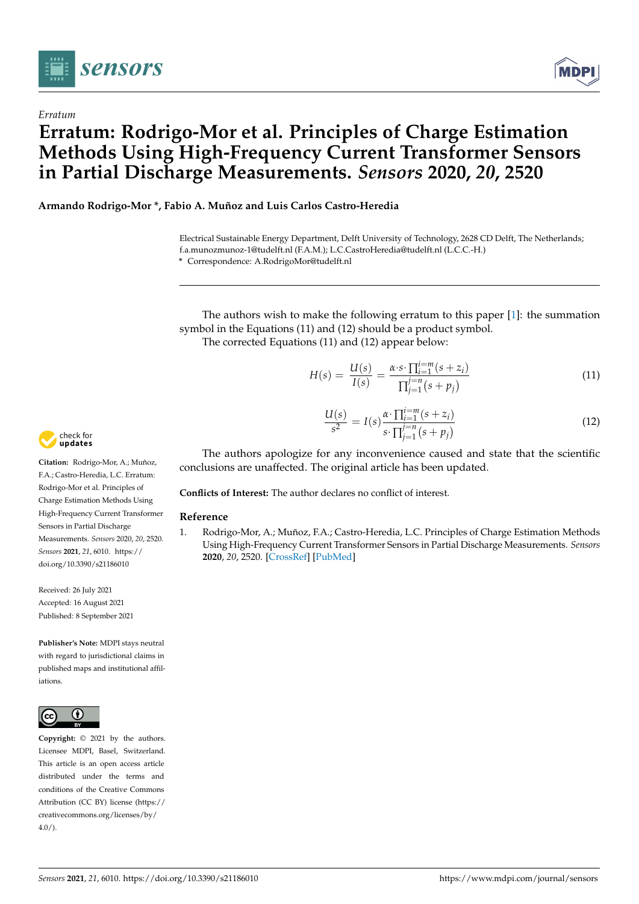*Erratum*

# Erratum: Rodrigo-Mor et al. Principles of Charge Estimation Methods Using High-Frequency Current Transformer Sensors in Partial Discharge Measurements. *Sensors* 2020, *20*, 2520

**Armando Rodrigo-Mor \*, Fabio A. Muñoz and Luis Carlos Castro-Heredia**

Electrical Sustainable Energy Department, Delft University of Technology, 2628 CD Delft, The Netherlands; f.a.munozmunoz-1@tudelft.nl (F.A.M.); L.C.CastroHeredia@tudelft.nl (L.C.C.-H.)

\* Correspondence: A.RodrigoMor@tudelft.nl

The authors wish to make the following erratum to this paper [1]: the summation symbol in the Equations (11) and (12) should be a product symbol.

The corrected Equations (11) and (12) appear below:

$$H(s) = \frac{U(s)}{I(s)} = \frac{\alpha \cdot s \cdot \prod_{i=1}^{i=m}(s + z_i)}{\prod_{j=1}^{j=n}(s + p_j)} \tag{11}$$

$$\frac{U(s)}{s^2} = I(s)\frac{\alpha \cdot \prod_{i=1}^{i=m}(s + z_i)}{s \cdot \prod_{j=1}^{j=n}(s + p_j)} \tag{12}$$

The authors apologize for any inconvenience caused and state that the scientific conclusions are unaffected. The original article has been updated.

**Conflicts of Interest:** The author declares no conflict of interest.

**Citation:** Rodrigo-Mor, A.; Muñoz, F.A.; Castro-Heredia, L.C. Erratum: Rodrigo-Mor et al. Principles of Charge Estimation Methods Using High-Frequency Current Transformer Sensors in Partial Discharge Measurements. *Sensors* 2020, *20*, 2520. *Sensors* **2021**, *21*, 6010. https://doi.org/10.3390/s21186010

Received: 26 July 2021
Accepted: 16 August 2021
Published: 8 September 2021

**Publisher's Note:** MDPI stays neutral with regard to jurisdictional claims in published maps and institutional affiliations.

**Copyright:** © 2021 by the authors. Licensee MDPI, Basel, Switzerland. This article is an open access article distributed under the terms and conditions of the Creative Commons Attribution (CC BY) license (https://creativecommons.org/licenses/by/4.0/).

## Reference

1. Rodrigo-Mor, A.; Muñoz, F.A.; Castro-Heredia, L.C. Principles of Charge Estimation Methods Using High-Frequency Current Transformer Sensors in Partial Discharge Measurements. *Sensors* **2020**, *20*, 2520. [CrossRef] [PubMed]